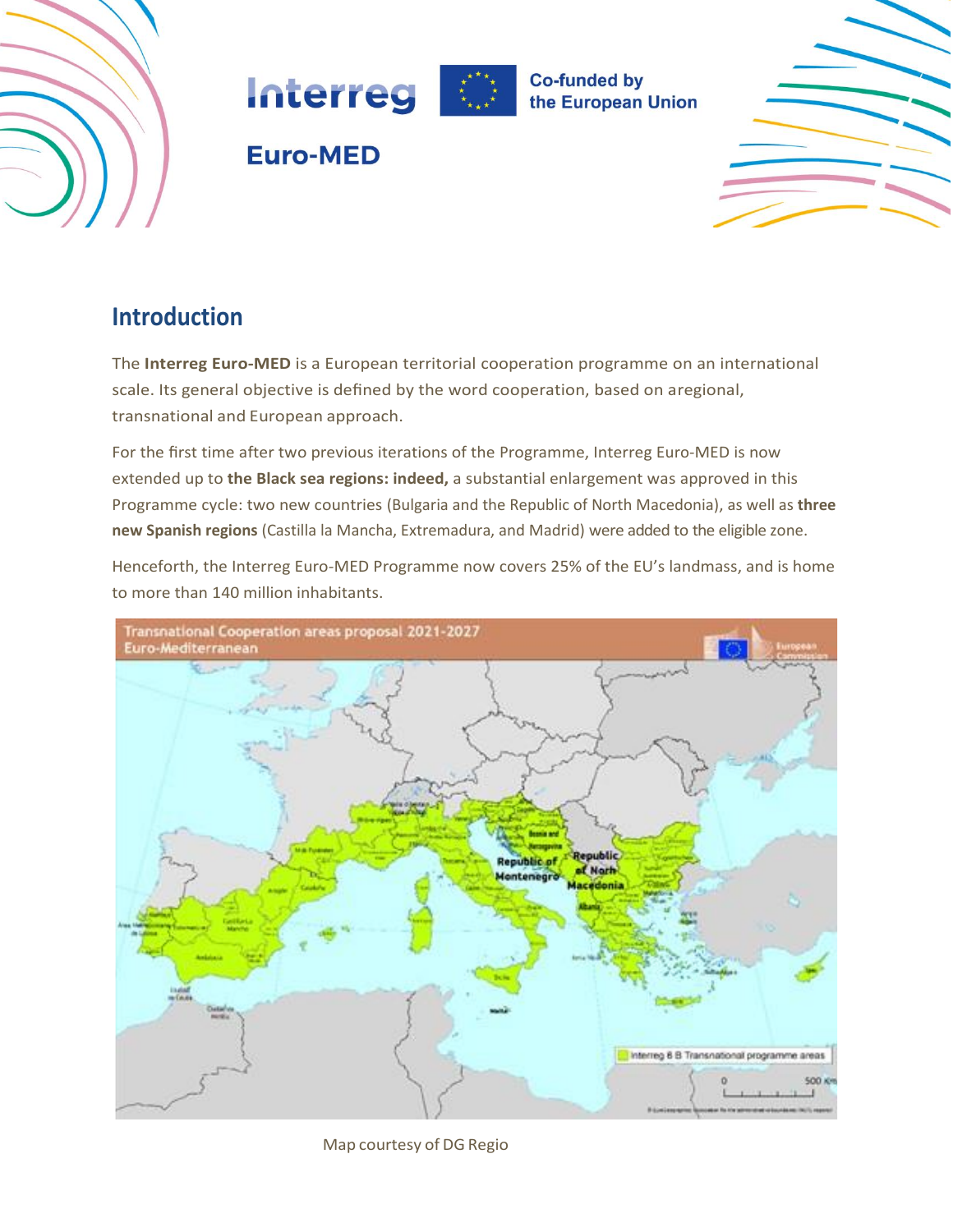# Introduction

The **Interreg Euro-MED** is a European territorial cooperation programme on an international scale. Its general objective is defined by the word cooperation, based on aregional, transnational and European approach.

For the first time after two previous iterations of the Programme, Interreg Euro-MED is now extended up to **the Black sea regions: indeed,** a substantial enlargement was approved in this Programme cycle: two new countries (Bulgaria and the Republic of North Macedonia), as well as **three new Spanish regions** (Castilla la Mancha, Extremadura, and Madrid) were added to the eligible zone.

Henceforth, the Interreg Euro-MED Programme now covers 25% of the EU's landmass, and is home to more than 140 million inhabitants.

Map courtesy of DG Regio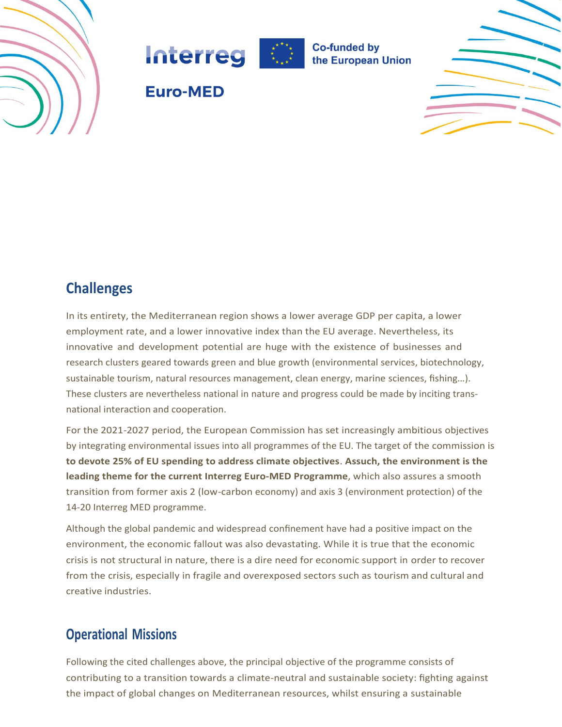## Challenges

In its entirety, the Mediterranean region shows a lower average GDP per capita, a lower employment rate, and a lower innovative index than the EU average. Nevertheless, its innovative and development potential are huge with the existence of businesses and research clusters geared towards green and blue growth (environmental services, biotechnology, sustainable tourism, natural resources management, clean energy, marine sciences, fishing…). These clusters are nevertheless national in nature and progress could be made by inciting trans-national interaction and cooperation.

For the 2021-2027 period, the European Commission has set increasingly ambitious objectives by integrating environmental issues into all programmes of the EU. The target of the commission is **to devote 25% of EU spending to address climate objectives**. **Assuch, the environment is the leading theme for the current Interreg Euro-MED Programme**, which also assures a smooth transition from former axis 2 (low-carbon economy) and axis 3 (environment protection) of the 14-20 Interreg MED programme.

Although the global pandemic and widespread confinement have had a positive impact on the environment, the economic fallout was also devastating. While it is true that the economic crisis is not structural in nature, there is a dire need for economic support in order to recover from the crisis, especially in fragile and overexposed sectors such as tourism and cultural and creative industries.

## Operational Missions

Following the cited challenges above, the principal objective of the programme consists of contributing to a transition towards a climate-neutral and sustainable society: fighting against the impact of global changes on Mediterranean resources, whilst ensuring a sustainable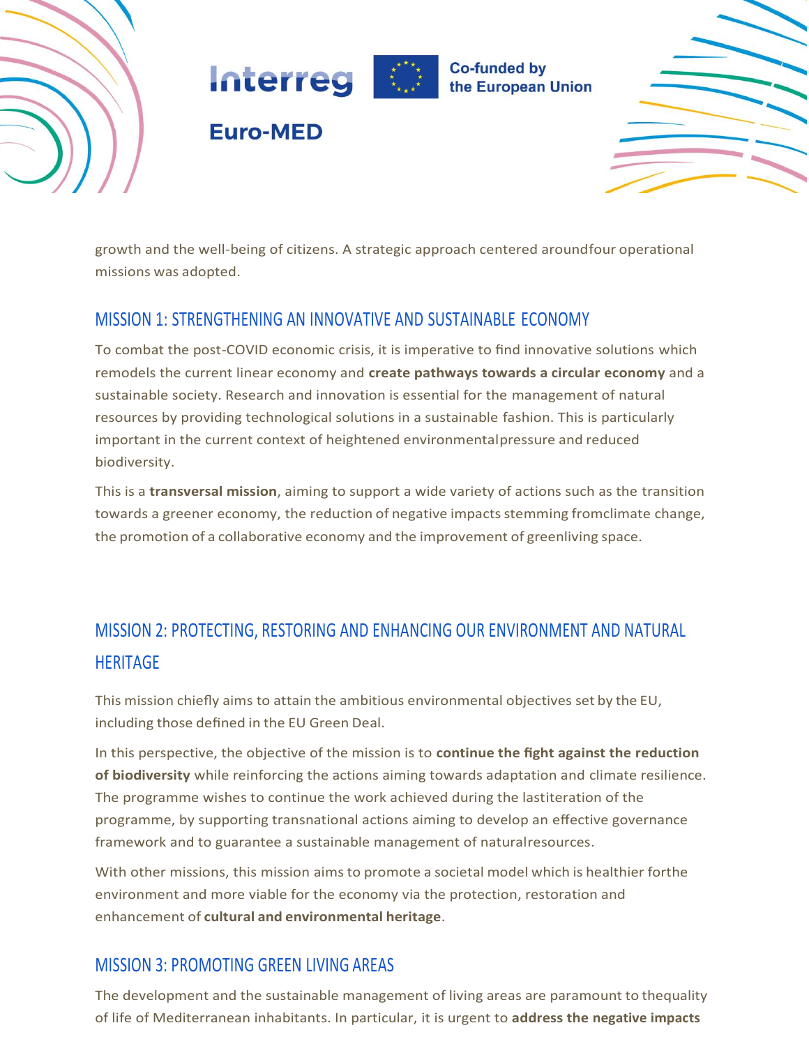growth and the well-being of citizens. A strategic approach centered aroundfour operational missions was adopted.

## MISSION 1: STRENGTHENING AN INNOVATIVE AND SUSTAINABLE ECONOMY

To combat the post-COVID economic crisis, it is imperative to find innovative solutions which remodels the current linear economy and **create pathways towards a circular economy** and a sustainable society. Research and innovation is essential for the management of natural resources by providing technological solutions in a sustainable fashion. This is particularly important in the current context of heightened environmentalpressure and reduced biodiversity.

This is a **transversal mission**, aiming to support a wide variety of actions such as the transition towards a greener economy, the reduction of negative impacts stemming fromclimate change, the promotion of a collaborative economy and the improvement of greenliving space.

## MISSION 2: PROTECTING, RESTORING AND ENHANCING OUR ENVIRONMENT AND NATURAL HERITAGE

This mission chiefly aims to attain the ambitious environmental objectives set by the EU, including those defined in the EU Green Deal.

In this perspective, the objective of the mission is to **continue the fight against the reduction of biodiversity** while reinforcing the actions aiming towards adaptation and climate resilience. The programme wishes to continue the work achieved during the lastiteration of the programme, by supporting transnational actions aiming to develop an effective governance framework and to guarantee a sustainable management of naturalresources.

With other missions, this mission aims to promote a societal model which is healthier forthe environment and more viable for the economy via the protection, restoration and enhancement of **cultural and environmental heritage**.

## MISSION 3: PROMOTING GREEN LIVING AREAS

The development and the sustainable management of living areas are paramount to thequality of life of Mediterranean inhabitants. In particular, it is urgent to **address the negative impacts**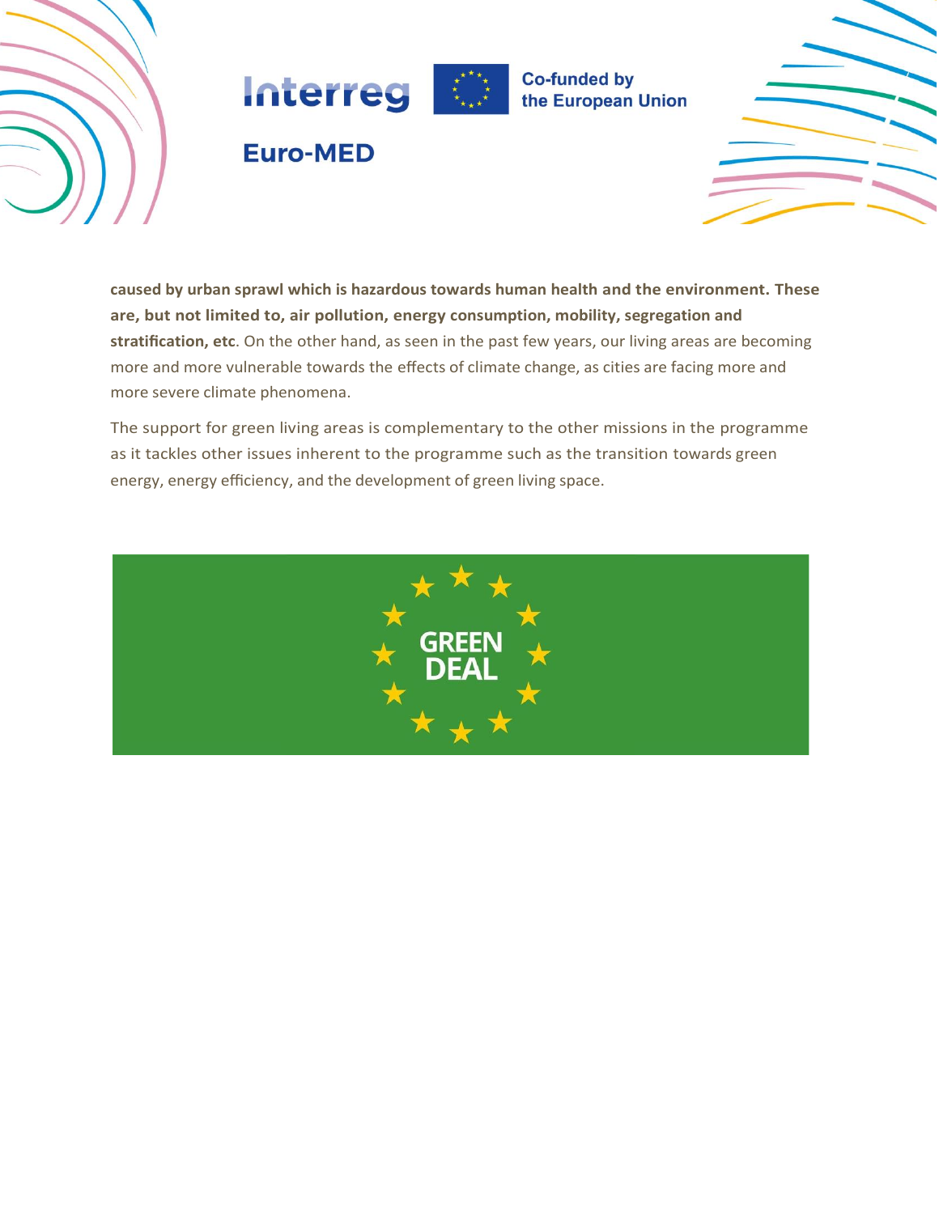**caused by urban sprawl which is hazardous towards human health and the environment. These are, but not limited to, air pollution, energy consumption, mobility, segregation and stratification, etc**. On the other hand, as seen in the past few years, our living areas are becoming more and more vulnerable towards the effects of climate change, as cities are facing more and more severe climate phenomena.

The support for green living areas is complementary to the other missions in the programme as it tackles other issues inherent to the programme such as the transition towards green energy, energy efficiency, and the development of green living space.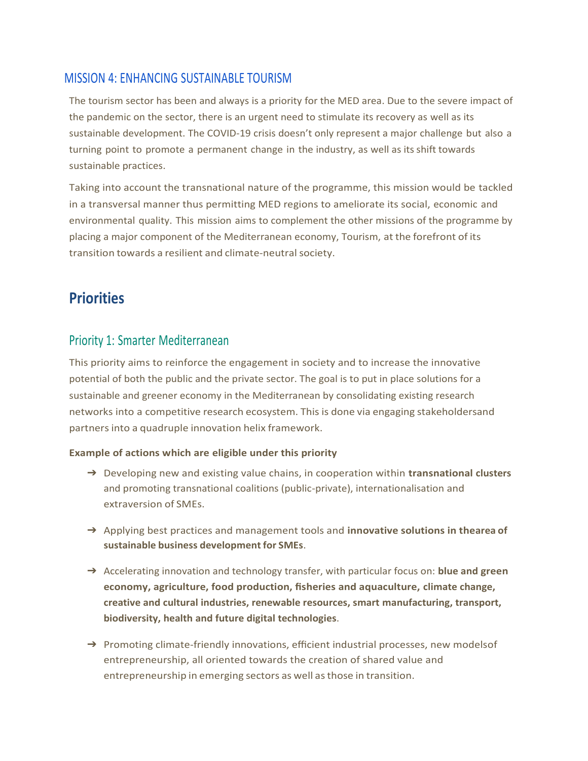## MISSION 4: ENHANCING SUSTAINABLE TOURISM

The tourism sector has been and always is a priority for the MED area. Due to the severe impact of the pandemic on the sector, there is an urgent need to stimulate its recovery as well as its sustainable development. The COVID-19 crisis doesn't only represent a major challenge but also a turning point to promote a permanent change in the industry, as well as its shift towards sustainable practices.

Taking into account the transnational nature of the programme, this mission would be tackled in a transversal manner thus permitting MED regions to ameliorate its social, economic and environmental quality. This mission aims to complement the other missions of the programme by placing a major component of the Mediterranean economy, Tourism, at the forefront of its transition towards a resilient and climate-neutral society.

# Priorities

## Priority 1: Smarter Mediterranean

This priority aims to reinforce the engagement in society and to increase the innovative potential of both the public and the private sector. The goal is to put in place solutions for a sustainable and greener economy in the Mediterranean by consolidating existing research networks into a competitive research ecosystem. This is done via engaging stakeholdersand partners into a quadruple innovation helix framework.

**Example of actions which are eligible under this priority**

- Developing new and existing value chains, in cooperation within **transnational clusters** and promoting transnational coalitions (public-private), internationalisation and extraversion of SMEs.
- Applying best practices and management tools and **innovative solutions in thearea of sustainable business development for SMEs**.
- Accelerating innovation and technology transfer, with particular focus on: **blue and green economy, agriculture, food production, fisheries and aquaculture, climate change, creative and cultural industries, renewable resources, smart manufacturing, transport, biodiversity, health and future digital technologies**.
- Promoting climate-friendly innovations, efficient industrial processes, new modelsof entrepreneurship, all oriented towards the creation of shared value and entrepreneurship in emerging sectors as well as those in transition.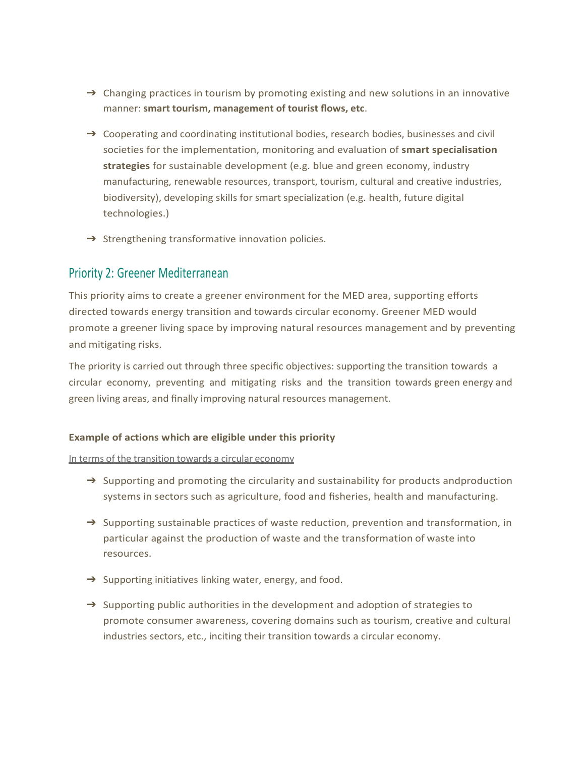- Changing practices in tourism by promoting existing and new solutions in an innovative manner: **smart tourism, management of tourist flows, etc**.

- Cooperating and coordinating institutional bodies, research bodies, businesses and civil societies for the implementation, monitoring and evaluation of **smart specialisation strategies** for sustainable development (e.g. blue and green economy, industry manufacturing, renewable resources, transport, tourism, cultural and creative industries, biodiversity), developing skills for smart specialization (e.g. health, future digital technologies.)

- Strengthening transformative innovation policies.

## Priority 2: Greener Mediterranean

This priority aims to create a greener environment for the MED area, supporting efforts directed towards energy transition and towards circular economy. Greener MED would promote a greener living space by improving natural resources management and by preventing and mitigating risks.

The priority is carried out through three specific objectives: supporting the transition towards a circular economy, preventing and mitigating risks and the transition towards green energy and green living areas, and finally improving natural resources management.

**Example of actions which are eligible under this priority**

<u>In terms of the transition towards a circular economy</u>

- Supporting and promoting the circularity and sustainability for products andproduction systems in sectors such as agriculture, food and fisheries, health and manufacturing.

- Supporting sustainable practices of waste reduction, prevention and transformation, in particular against the production of waste and the transformation of waste into resources.

- Supporting initiatives linking water, energy, and food.

- Supporting public authorities in the development and adoption of strategies to promote consumer awareness, covering domains such as tourism, creative and cultural industries sectors, etc., inciting their transition towards a circular economy.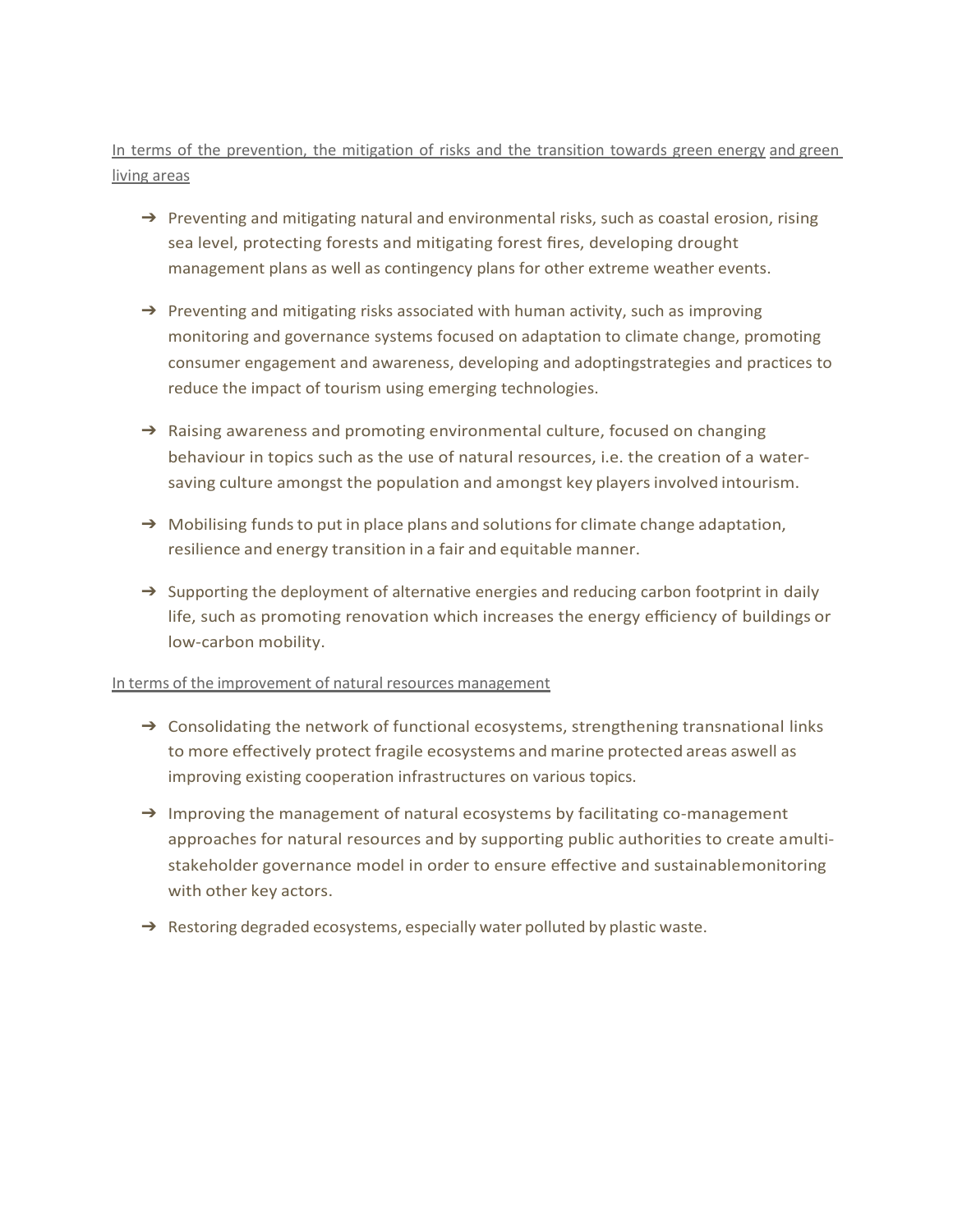In terms of the prevention, the mitigation of risks and the transition towards green energy and green living areas

➔ Preventing and mitigating natural and environmental risks, such as coastal erosion, rising sea level, protecting forests and mitigating forest fires, developing drought management plans as well as contingency plans for other extreme weather events.

➔ Preventing and mitigating risks associated with human activity, such as improving monitoring and governance systems focused on adaptation to climate change, promoting consumer engagement and awareness, developing and adoptingstrategies and practices to reduce the impact of tourism using emerging technologies.

➔ Raising awareness and promoting environmental culture, focused on changing behaviour in topics such as the use of natural resources, i.e. the creation of a water-saving culture amongst the population and amongst key players involved intourism.

➔ Mobilising funds to put in place plans and solutions for climate change adaptation, resilience and energy transition in a fair and equitable manner.

➔ Supporting the deployment of alternative energies and reducing carbon footprint in daily life, such as promoting renovation which increases the energy efficiency of buildings or low-carbon mobility.

In terms of the improvement of natural resources management

➔ Consolidating the network of functional ecosystems, strengthening transnational links to more effectively protect fragile ecosystems and marine protected areas aswell as improving existing cooperation infrastructures on various topics.

➔ Improving the management of natural ecosystems by facilitating co-management approaches for natural resources and by supporting public authorities to create amulti-stakeholder governance model in order to ensure effective and sustainablemonitoring with other key actors.

➔ Restoring degraded ecosystems, especially water polluted by plastic waste.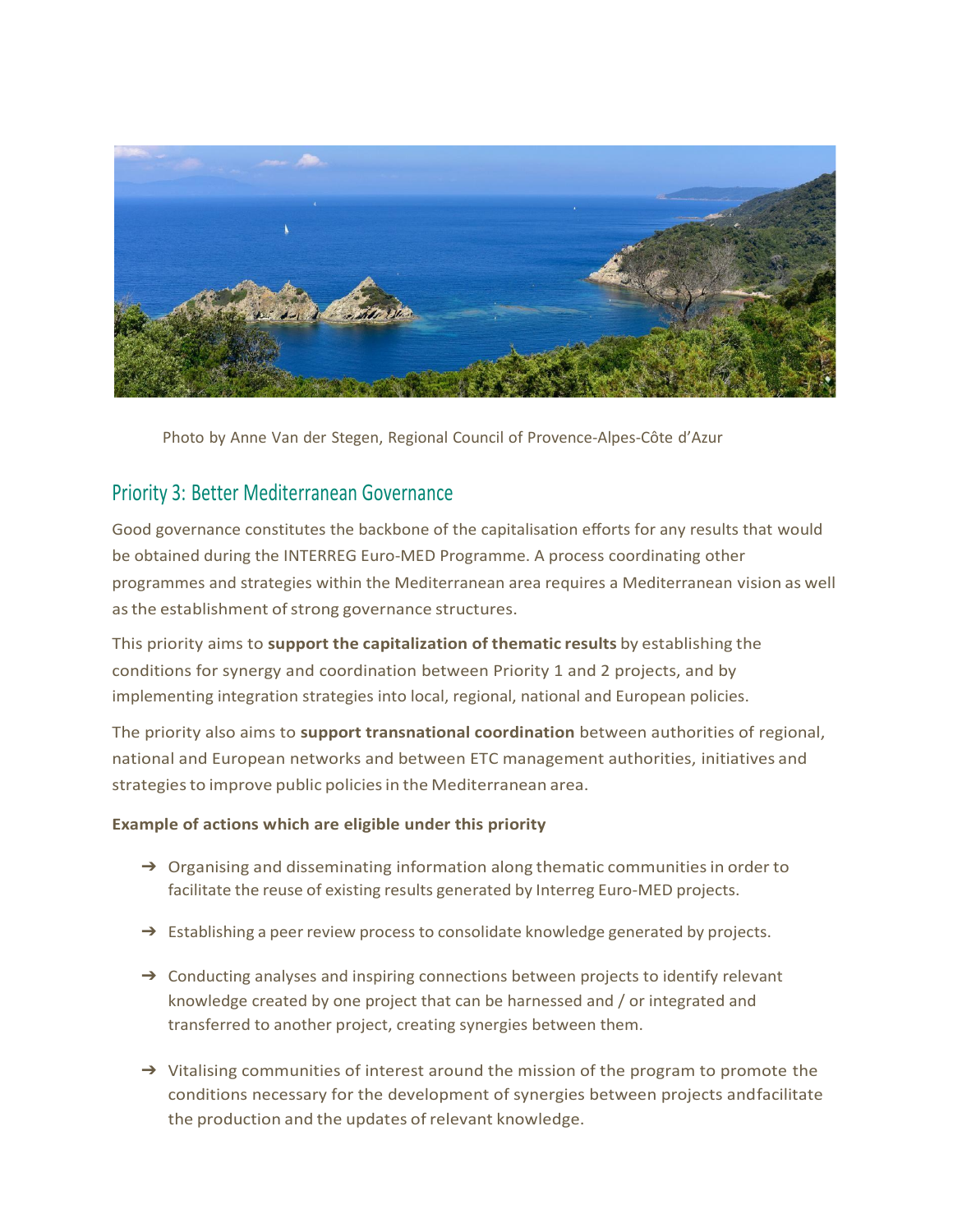Photo by Anne Van der Stegen, Regional Council of Provence-Alpes-Côte d'Azur

## Priority 3: Better Mediterranean Governance

Good governance constitutes the backbone of the capitalisation efforts for any results that would be obtained during the INTERREG Euro-MED Programme. A process coordinating other programmes and strategies within the Mediterranean area requires a Mediterranean vision as well as the establishment of strong governance structures.

This priority aims to **support the capitalization of thematic results** by establishing the conditions for synergy and coordination between Priority 1 and 2 projects, and by implementing integration strategies into local, regional, national and European policies.

The priority also aims to **support transnational coordination** between authorities of regional, national and European networks and between ETC management authorities, initiatives and strategies to improve public policies in the Mediterranean area.

**Example of actions which are eligible under this priority**

- ➔ Organising and disseminating information along thematic communities in order to facilitate the reuse of existing results generated by Interreg Euro-MED projects.
- ➔ Establishing a peer review process to consolidate knowledge generated by projects.
- ➔ Conducting analyses and inspiring connections between projects to identify relevant knowledge created by one project that can be harnessed and / or integrated and transferred to another project, creating synergies between them.
- ➔ Vitalising communities of interest around the mission of the program to promote the conditions necessary for the development of synergies between projects andfacilitate the production and the updates of relevant knowledge.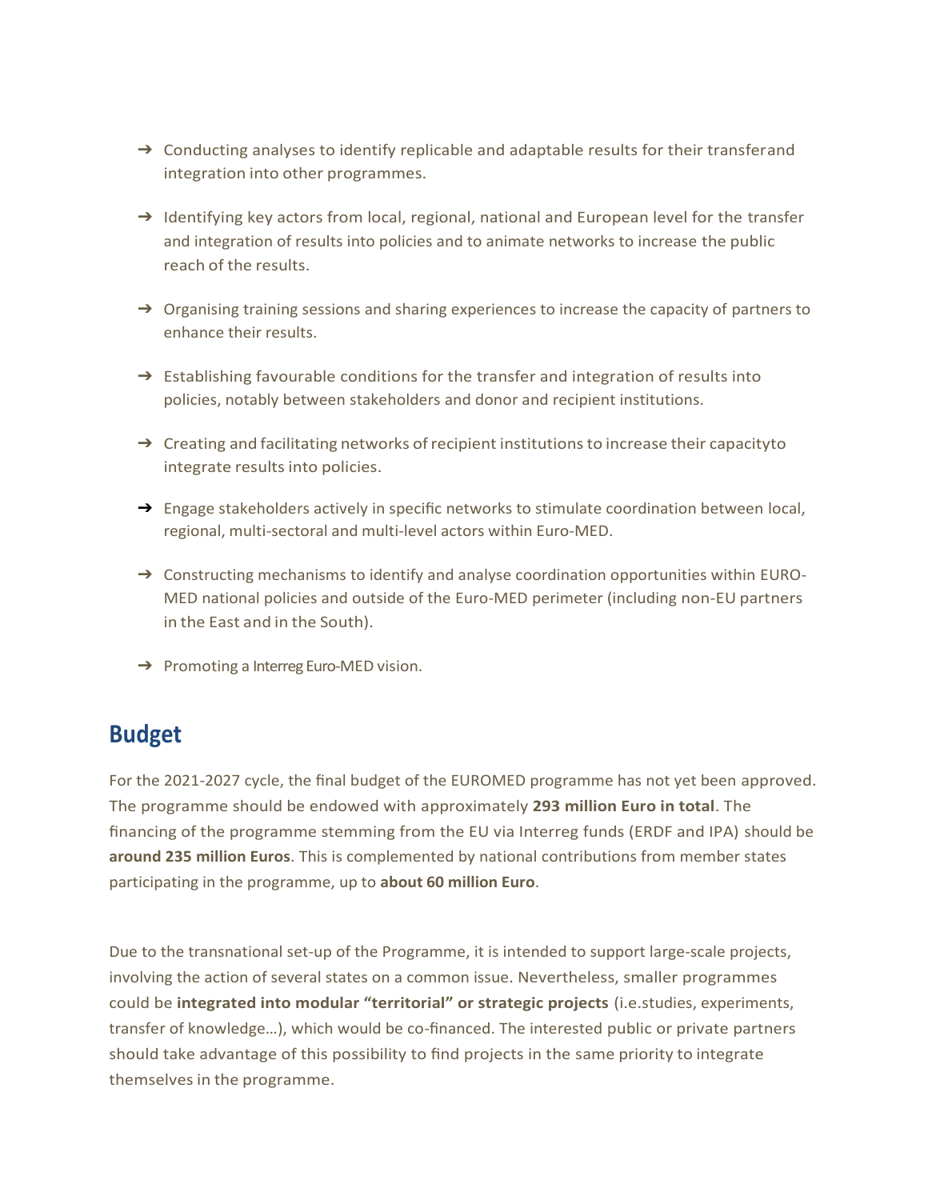- → Conducting analyses to identify replicable and adaptable results for their transferand integration into other programmes.
- → Identifying key actors from local, regional, national and European level for the transfer and integration of results into policies and to animate networks to increase the public reach of the results.
- → Organising training sessions and sharing experiences to increase the capacity of partners to enhance their results.
- → Establishing favourable conditions for the transfer and integration of results into policies, notably between stakeholders and donor and recipient institutions.
- → Creating and facilitating networks of recipient institutions to increase their capacityto integrate results into policies.
- → Engage stakeholders actively in specific networks to stimulate coordination between local, regional, multi-sectoral and multi-level actors within Euro-MED.
- → Constructing mechanisms to identify and analyse coordination opportunities within EURO-MED national policies and outside of the Euro-MED perimeter (including non-EU partners in the East and in the South).
- → Promoting a Interreg Euro-MED vision.

## Budget

For the 2021-2027 cycle, the final budget of the EUROMED programme has not yet been approved. The programme should be endowed with approximately **293 million Euro in total**. The financing of the programme stemming from the EU via Interreg funds (ERDF and IPA) should be **around 235 million Euros**. This is complemented by national contributions from member states participating in the programme, up to **about 60 million Euro**.

Due to the transnational set-up of the Programme, it is intended to support large-scale projects, involving the action of several states on a common issue. Nevertheless, smaller programmes could be **integrated into modular "territorial" or strategic projects** (i.e.studies, experiments, transfer of knowledge…), which would be co-financed. The interested public or private partners should take advantage of this possibility to find projects in the same priority to integrate themselves in the programme.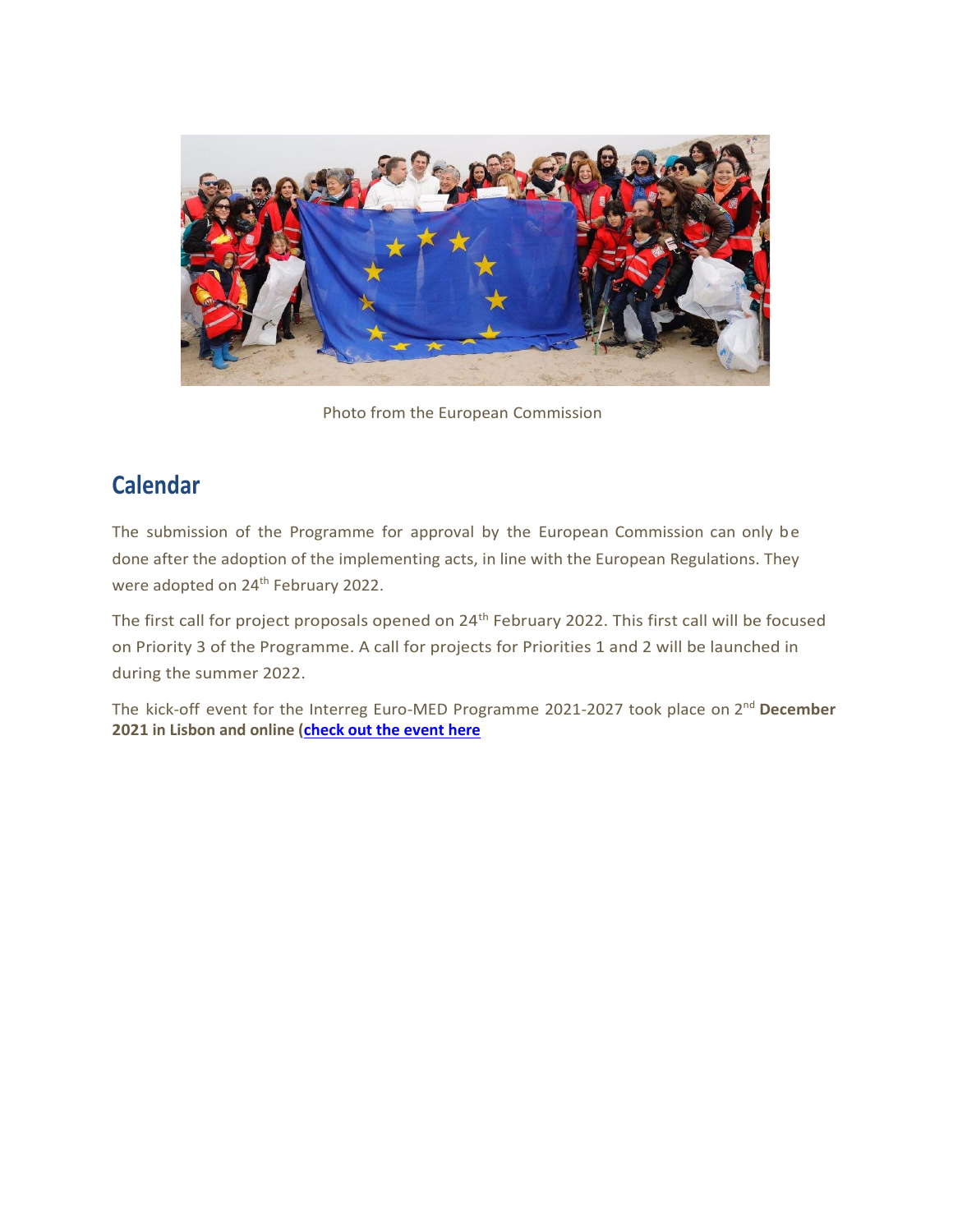Photo from the European Commission

## Calendar

The submission of the Programme for approval by the European Commission can only be done after the adoption of the implementing acts, in line with the European Regulations. They were adopted on 24th February 2022.

The first call for project proposals opened on 24th February 2022. This first call will be focused on Priority 3 of the Programme. A call for projects for Priorities 1 and 2 will be launched in during the summer 2022.

The kick-off event for the Interreg Euro-MED Programme 2021-2027 took place on 2nd **December 2021 in Lisbon and online (check out the event here**